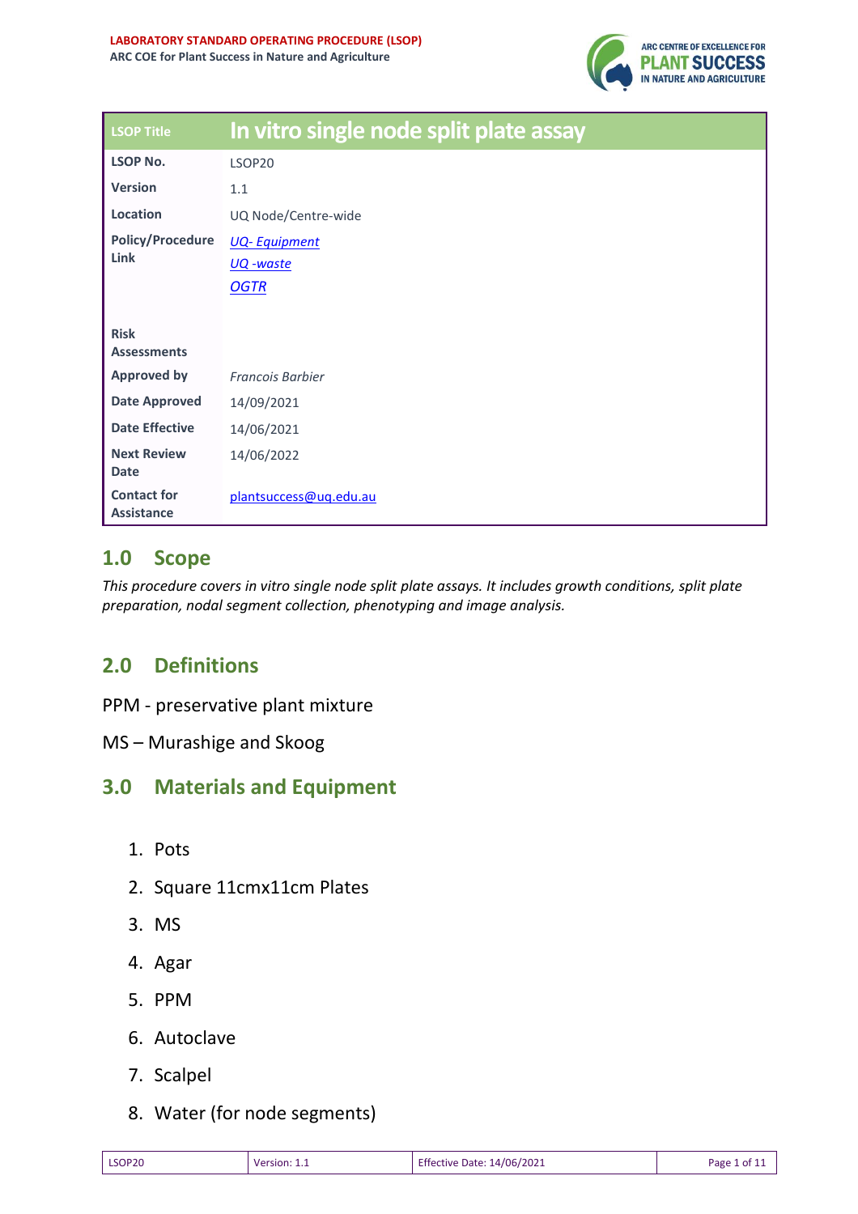**LABORATORY STANDARD OPERATING PROCEDURE (LSOP)**
**ARC COE for Plant Success in Nature and Agriculture**

| LSOP Title | In vitro single node split plate assay |
|---|---|
| **LSOP No.** | LSOP20 |
| **Version** | 1.1 |
| **Location** | UQ Node/Centre-wide |
| **Policy/Procedure Link** | *UQ- Equipment*<br>*UQ -waste*<br>*OGTR* |
| **Risk Assessments** | |
| **Approved by** | *Francois Barbier* |
| **Date Approved** | 14/09/2021 |
| **Date Effective** | 14/06/2021 |
| **Next Review Date** | 14/06/2022 |
| **Contact for Assistance** | plantsuccess@uq.edu.au |

## 1.0 Scope

*This procedure covers in vitro single node split plate assays. It includes growth conditions, split plate preparation, nodal segment collection, phenotyping and image analysis.*

## 2.0 Definitions

PPM - preservative plant mixture

MS – Murashige and Skoog

## 3.0 Materials and Equipment

1. Pots
2. Square 11cmx11cm Plates
3. MS
4. Agar
5. PPM
6. Autoclave
7. Scalpel
8. Water (for node segments)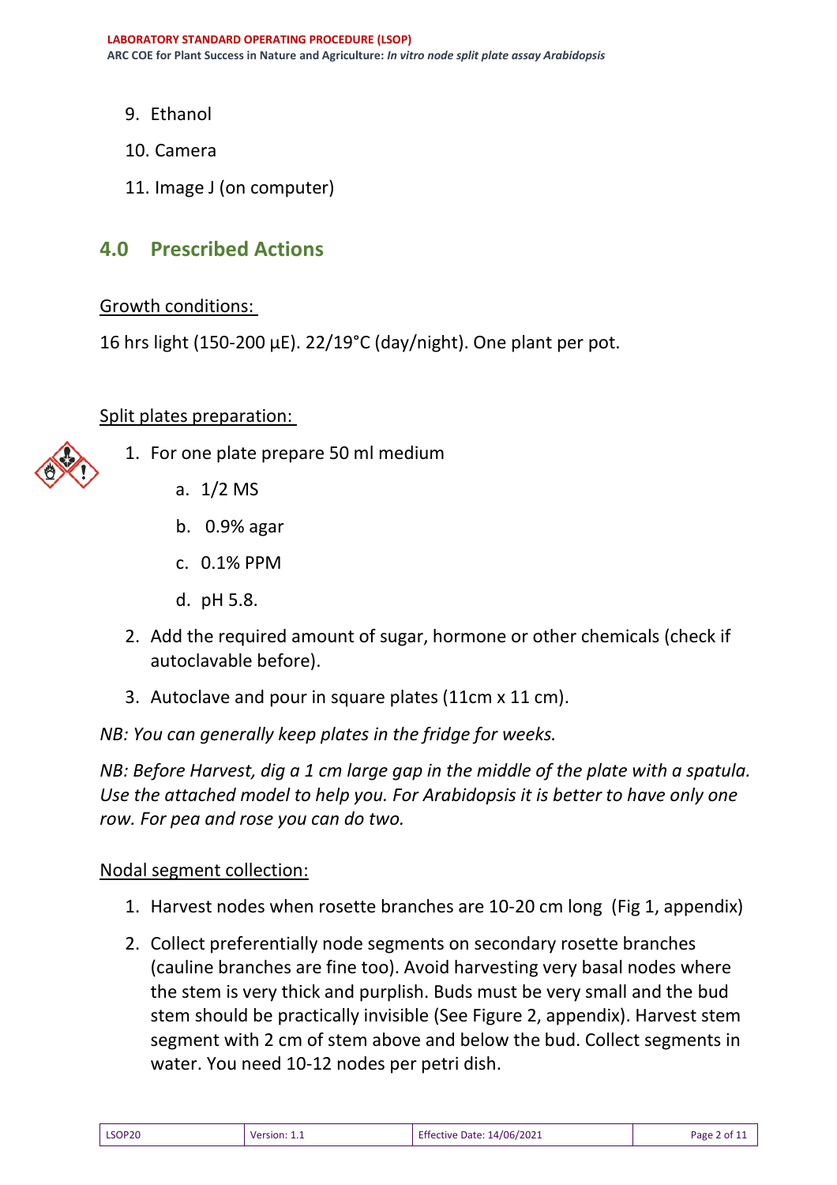9. Ethanol
10. Camera
11. Image J (on computer)

## 4.0 Prescribed Actions

Growth conditions:

16 hrs light (150-200 µE). 22/19°C (day/night). One plant per pot.

Split plates preparation:

1. For one plate prepare 50 ml medium
   a. 1/2 MS
   b. 0.9% agar
   c. 0.1% PPM
   d. pH 5.8.
2. Add the required amount of sugar, hormone or other chemicals (check if autoclavable before).
3. Autoclave and pour in square plates (11cm x 11 cm).

*NB: You can generally keep plates in the fridge for weeks.*

*NB: Before Harvest, dig a 1 cm large gap in the middle of the plate with a spatula. Use the attached model to help you. For Arabidopsis it is better to have only one row. For pea and rose you can do two.*

Nodal segment collection:

1. Harvest nodes when rosette branches are 10-20 cm long (Fig 1, appendix)
2. Collect preferentially node segments on secondary rosette branches (cauline branches are fine too). Avoid harvesting very basal nodes where the stem is very thick and purplish. Buds must be very small and the bud stem should be practically invisible (See Figure 2, appendix). Harvest stem segment with 2 cm of stem above and below the bud. Collect segments in water. You need 10-12 nodes per petri dish.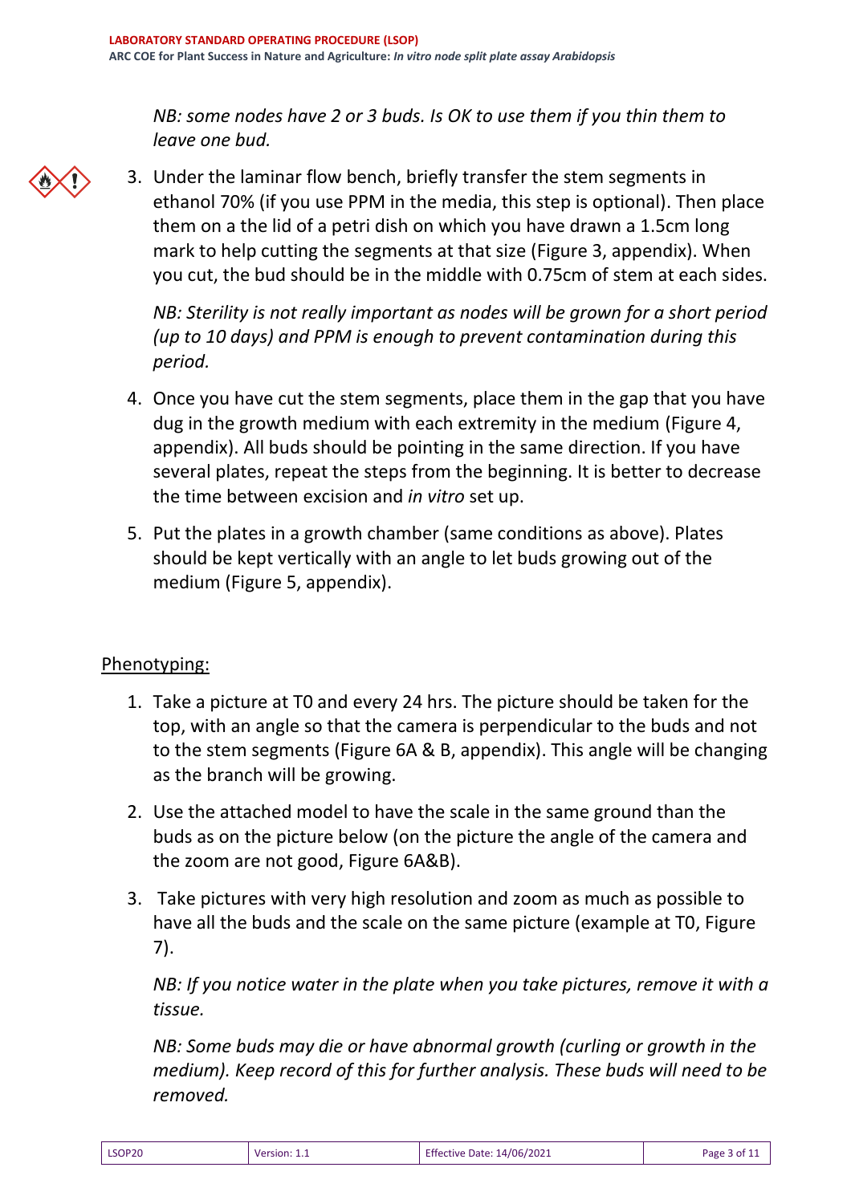*NB: some nodes have 2 or 3 buds. Is OK to use them if you thin them to leave one bud.*

3. Under the laminar flow bench, briefly transfer the stem segments in ethanol 70% (if you use PPM in the media, this step is optional). Then place them on a the lid of a petri dish on which you have drawn a 1.5cm long mark to help cutting the segments at that size (Figure 3, appendix). When you cut, the bud should be in the middle with 0.75cm of stem at each sides.

   *NB: Sterility is not really important as nodes will be grown for a short period (up to 10 days) and PPM is enough to prevent contamination during this period.*

4. Once you have cut the stem segments, place them in the gap that you have dug in the growth medium with each extremity in the medium (Figure 4, appendix). All buds should be pointing in the same direction. If you have several plates, repeat the steps from the beginning. It is better to decrease the time between excision and *in vitro* set up.

5. Put the plates in a growth chamber (same conditions as above). Plates should be kept vertically with an angle to let buds growing out of the medium (Figure 5, appendix).

<u>Phenotyping:</u>

1. Take a picture at T0 and every 24 hrs. The picture should be taken for the top, with an angle so that the camera is perpendicular to the buds and not to the stem segments (Figure 6A & B, appendix). This angle will be changing as the branch will be growing.

2. Use the attached model to have the scale in the same ground than the buds as on the picture below (on the picture the angle of the camera and the zoom are not good, Figure 6A&B).

3. Take pictures with very high resolution and zoom as much as possible to have all the buds and the scale on the same picture (example at T0, Figure 7).

   *NB: If you notice water in the plate when you take pictures, remove it with a tissue.*

   *NB: Some buds may die or have abnormal growth (curling or growth in the medium). Keep record of this for further analysis. These buds will need to be removed.*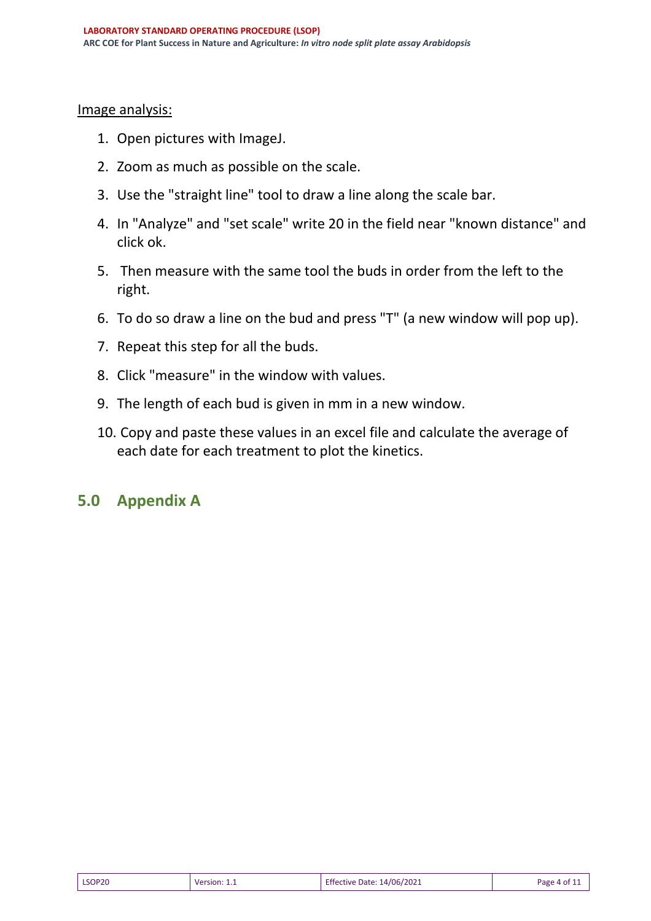Image analysis:

1. Open pictures with ImageJ.
2. Zoom as much as possible on the scale.
3. Use the "straight line" tool to draw a line along the scale bar.
4. In "Analyze" and "set scale" write 20 in the field near "known distance" and click ok.
5. Then measure with the same tool the buds in order from the left to the right.
6. To do so draw a line on the bud and press "T" (a new window will pop up).
7. Repeat this step for all the buds.
8. Click "measure" in the window with values.
9. The length of each bud is given in mm in a new window.
10. Copy and paste these values in an excel file and calculate the average of each date for each treatment to plot the kinetics.

## 5.0 Appendix A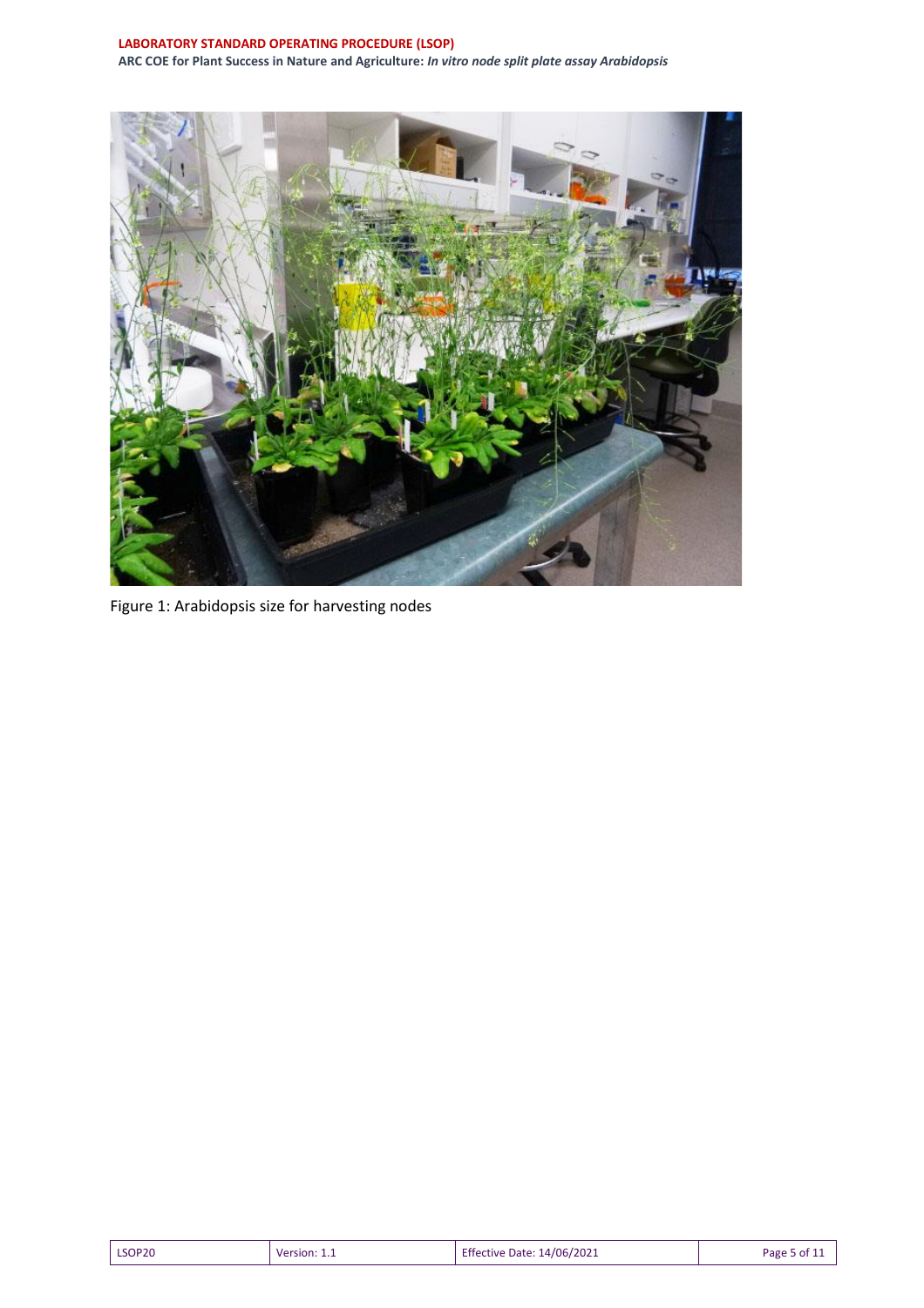Figure 1: Arabidopsis size for harvesting nodes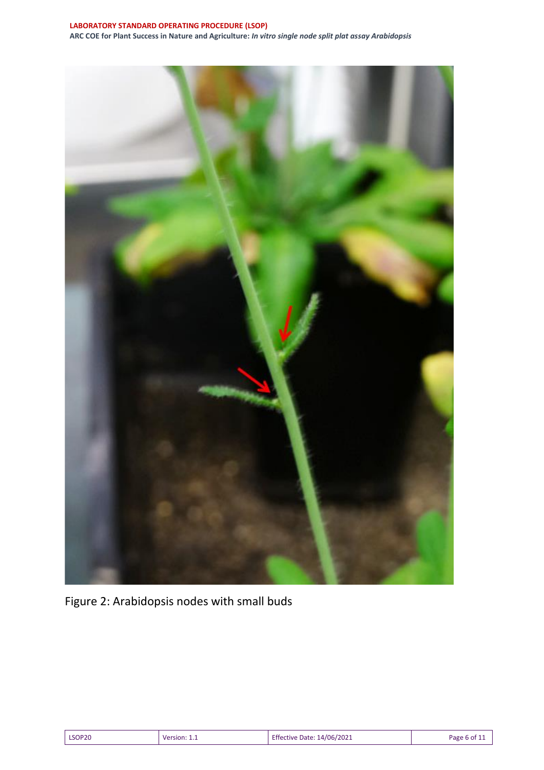Figure 2: Arabidopsis nodes with small buds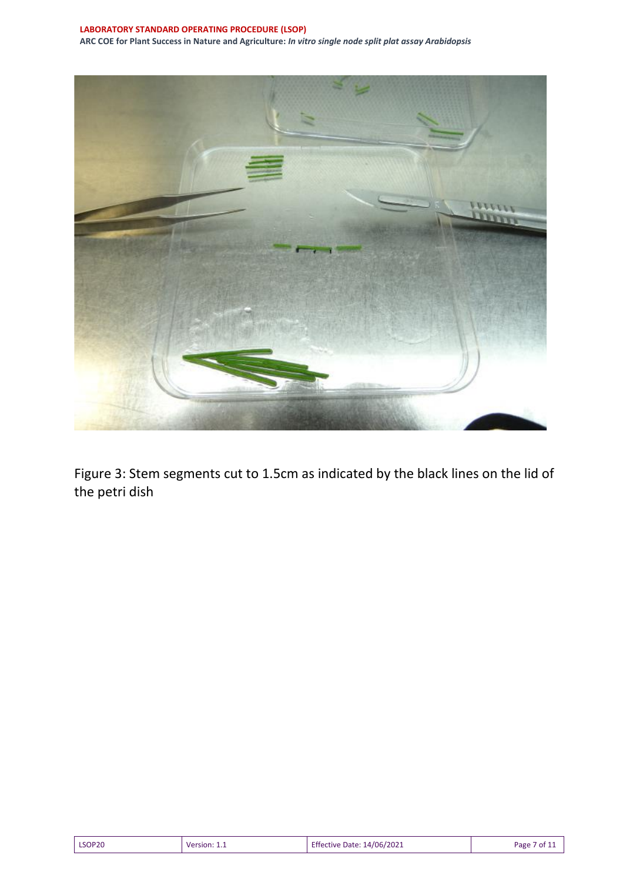Figure 3: Stem segments cut to 1.5cm as indicated by the black lines on the lid of the petri dish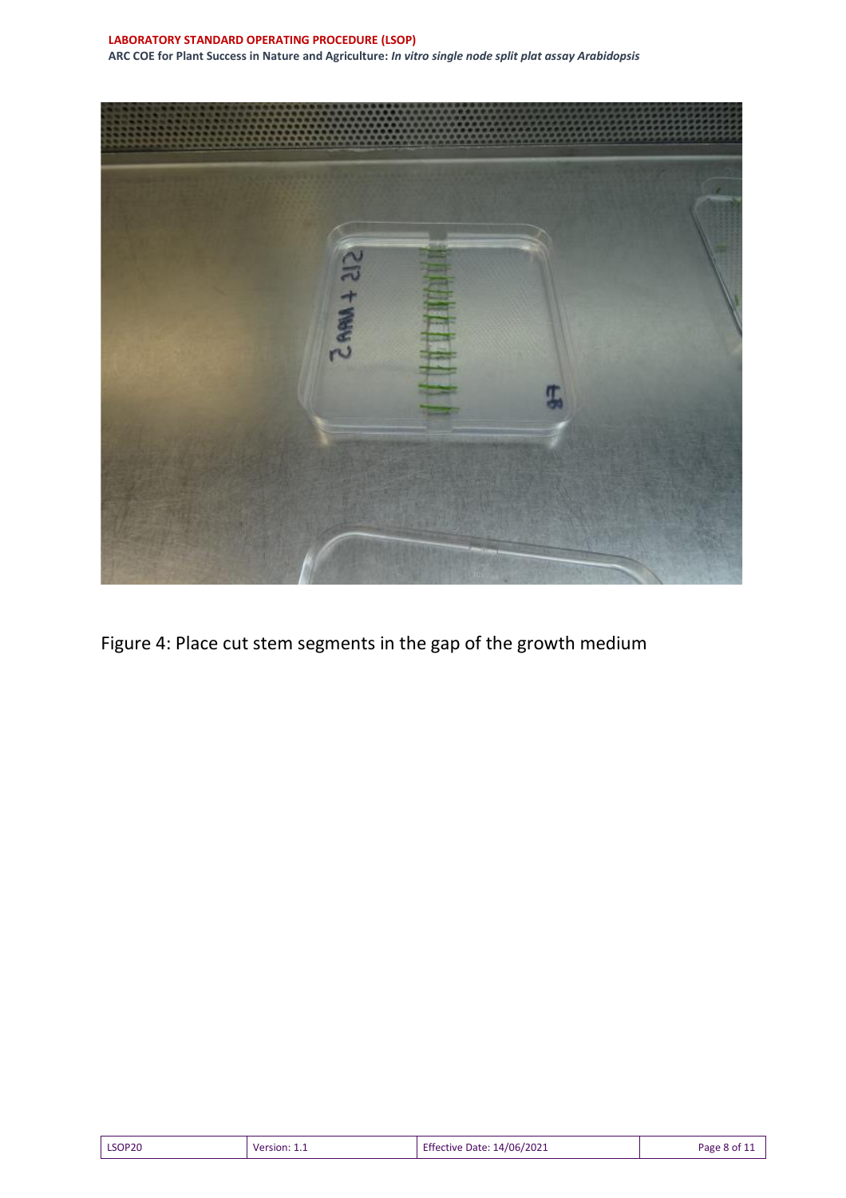Figure 4: Place cut stem segments in the gap of the growth medium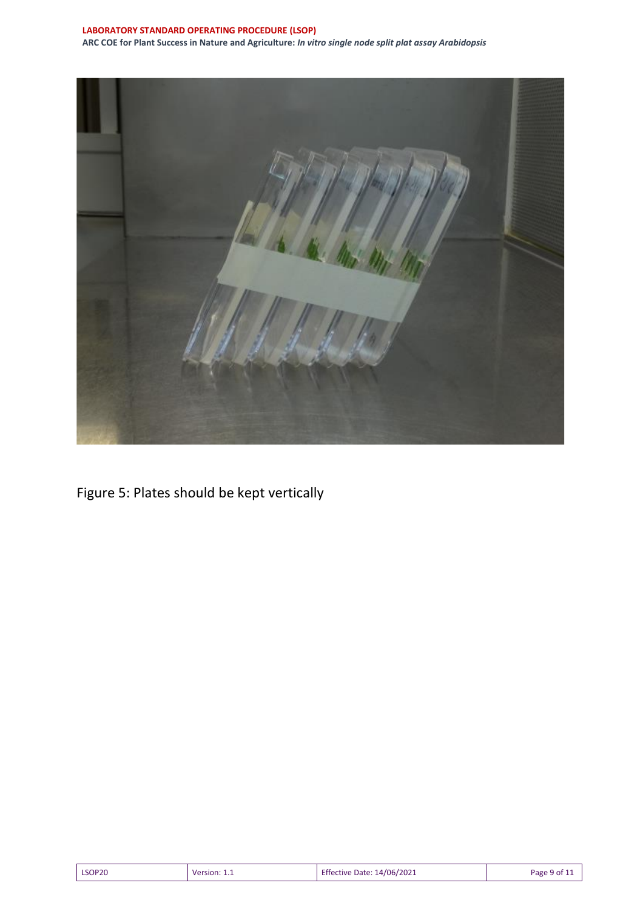Figure 5: Plates should be kept vertically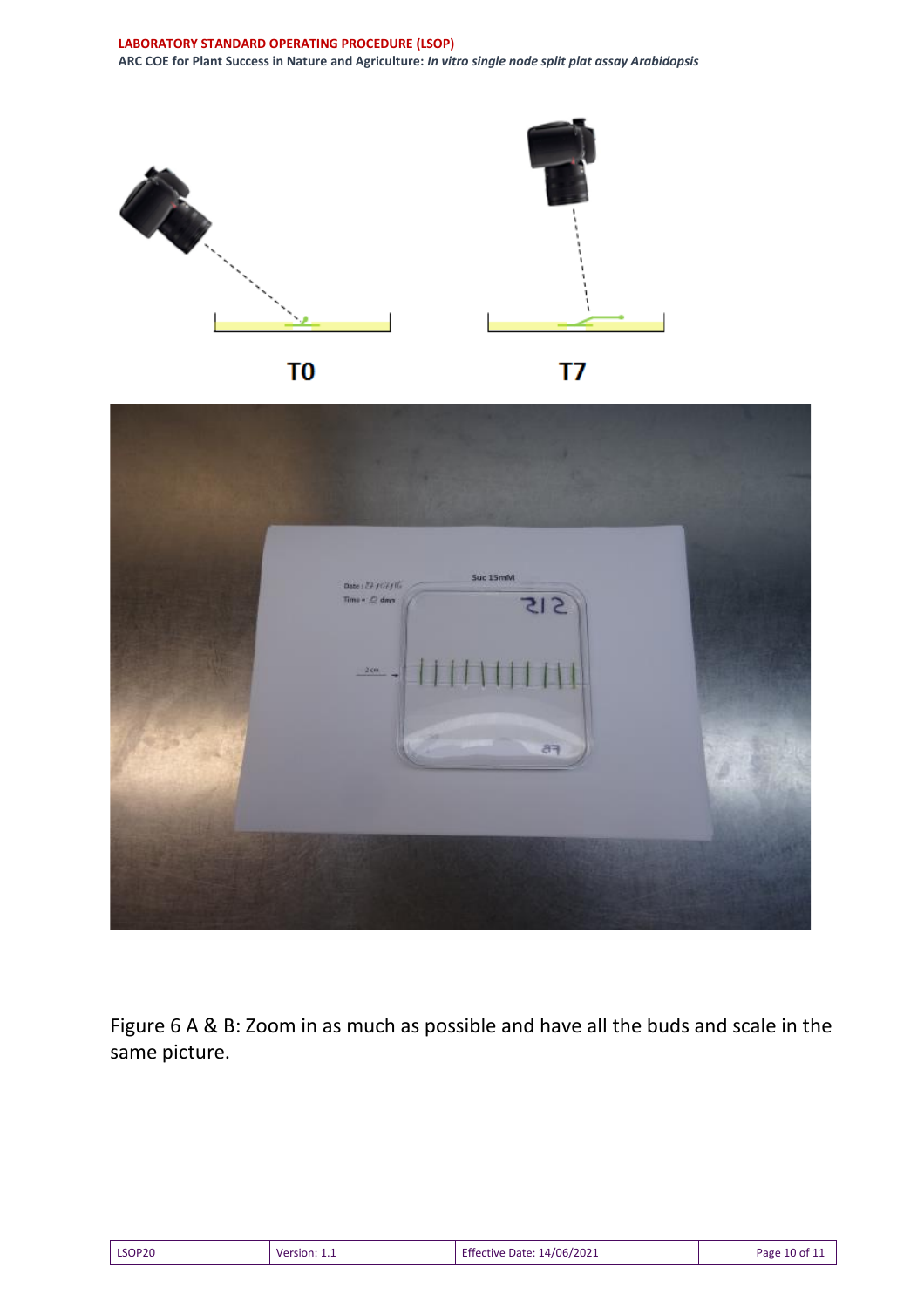T0

T7

Figure 6 A & B: Zoom in as much as possible and have all the buds and scale in the same picture.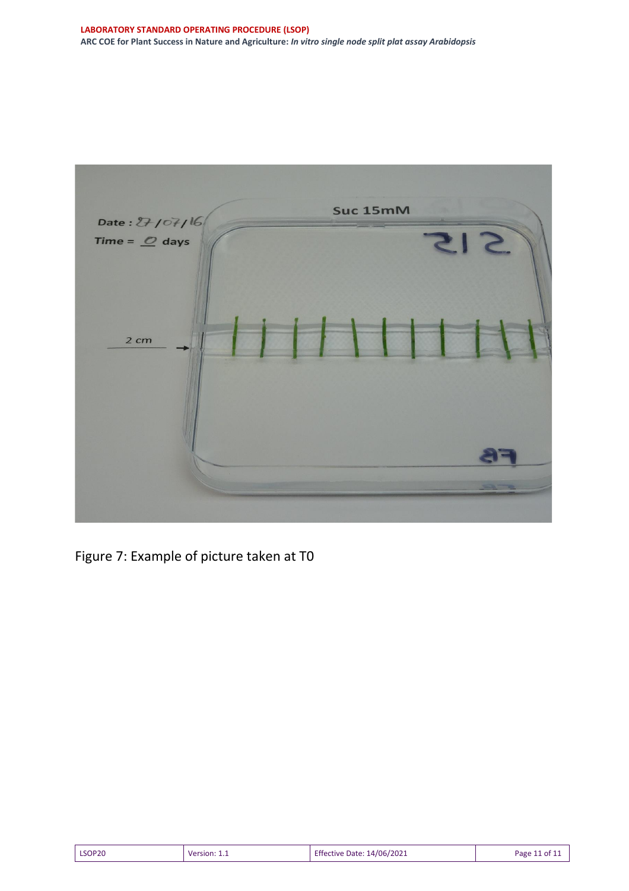Figure 7: Example of picture taken at T0